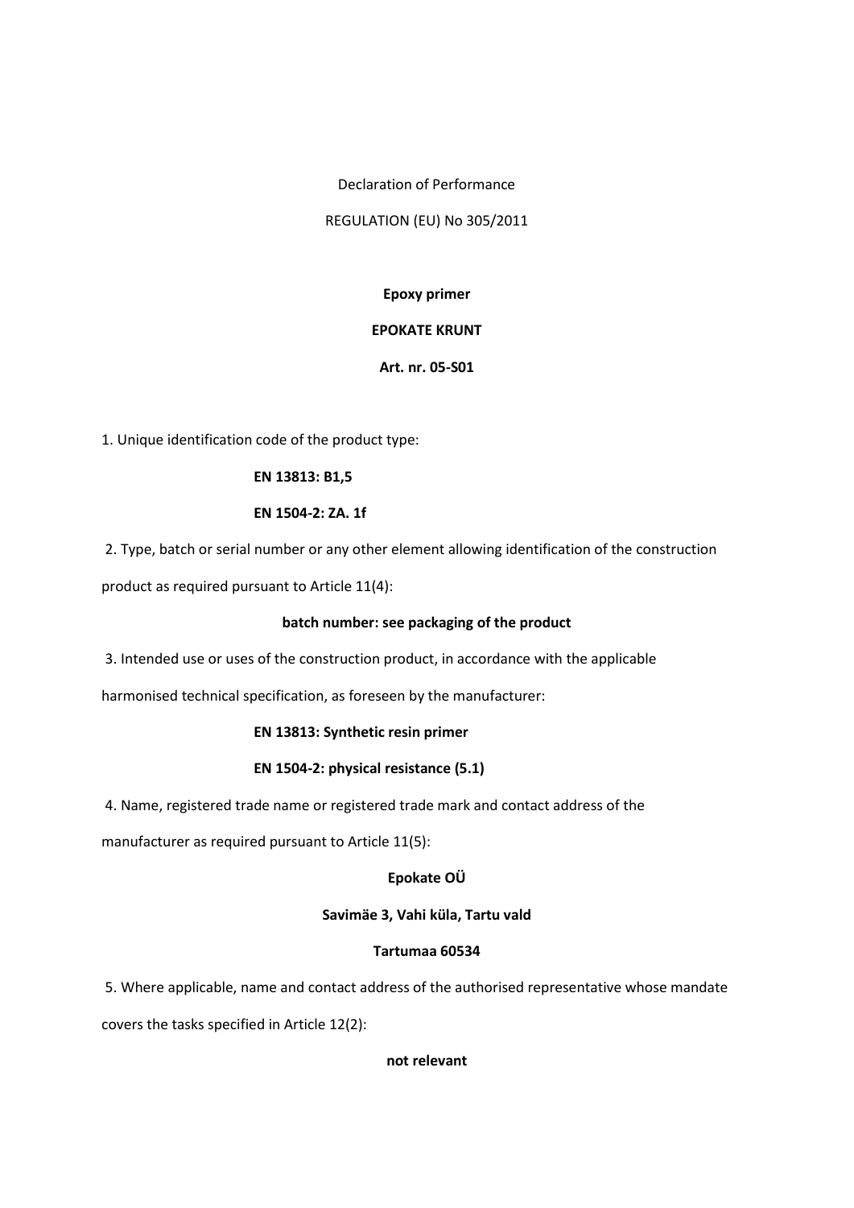Declaration of Performance

REGULATION (EU) No 305/2011

**Epoxy primer**

**EPOKATE KRUNT**

**Art. nr. 05-S01**

1. Unique identification code of the product type:

**EN 13813: B1,5**

**EN 1504-2: ZA. 1f**

2. Type, batch or serial number or any other element allowing identification of the construction product as required pursuant to Article 11(4):

**batch number: see packaging of the product**

3. Intended use or uses of the construction product, in accordance with the applicable harmonised technical specification, as foreseen by the manufacturer:

**EN 13813: Synthetic resin primer**

**EN 1504-2: physical resistance (5.1)**

4. Name, registered trade name or registered trade mark and contact address of the manufacturer as required pursuant to Article 11(5):

**Epokate OÜ**

**Savimäe 3, Vahi küla, Tartu vald**

**Tartumaa 60534**

5. Where applicable, name and contact address of the authorised representative whose mandate covers the tasks specified in Article 12(2):

**not relevant**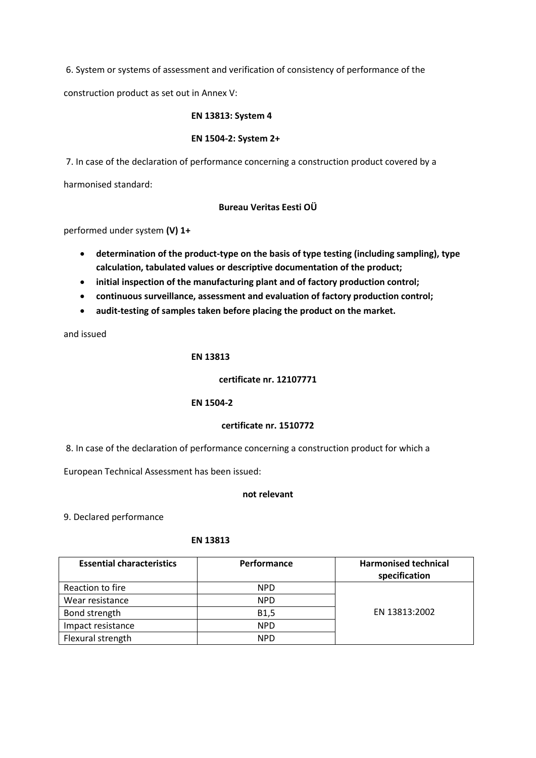6. System or systems of assessment and verification of consistency of performance of the construction product as set out in Annex V:

**EN 13813: System 4**

**EN 1504-2: System 2+**

7. In case of the declaration of performance concerning a construction product covered by a harmonised standard:

**Bureau Veritas Eesti OÜ**

performed under system **(V) 1+**

- **determination of the product-type on the basis of type testing (including sampling), type calculation, tabulated values or descriptive documentation of the product;**
- **initial inspection of the manufacturing plant and of factory production control;**
- **continuous surveillance, assessment and evaluation of factory production control;**
- **audit-testing of samples taken before placing the product on the market.**

and issued

**EN 13813**

**certificate nr. 12107771**

**EN 1504-2**

**certificate nr. 1510772**

8. In case of the declaration of performance concerning a construction product for which a European Technical Assessment has been issued:

**not relevant**

9. Declared performance

**EN 13813**

| Essential characteristics | Performance | Harmonised technical specification |
|---|---|---|
| Reaction to fire | NPD | EN 13813:2002 |
| Wear resistance | NPD | |
| Bond strength | B1,5 | |
| Impact resistance | NPD | |
| Flexural strength | NPD | |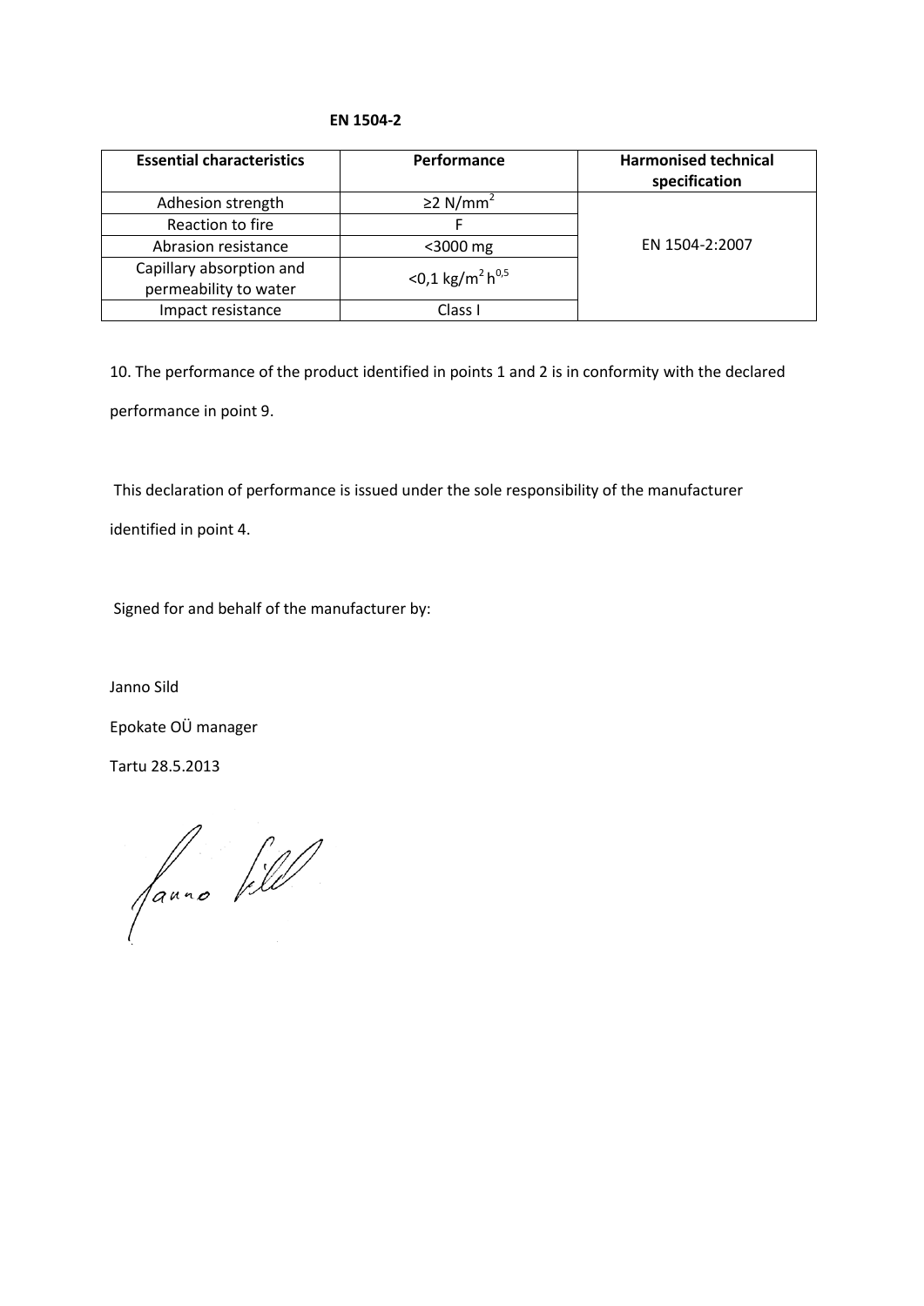**EN 1504-2**

| Essential characteristics | Performance | Harmonised technical specification |
|---|---|---|
| Adhesion strength | ≥2 $N/mm^2$ | EN 1504-2:2007 |
| Reaction to fire | F | |
| Abrasion resistance | <3000 mg | |
| Capillary absorption and permeability to water | <0,1 $kg/m^2 h^{0,5}$ | |
| Impact resistance | Class I | |

10. The performance of the product identified in points 1 and 2 is in conformity with the declared performance in point 9.

This declaration of performance is issued under the sole responsibility of the manufacturer identified in point 4.

Signed for and behalf of the manufacturer by:

Janno Sild

Epokate OÜ manager

Tartu 28.5.2013